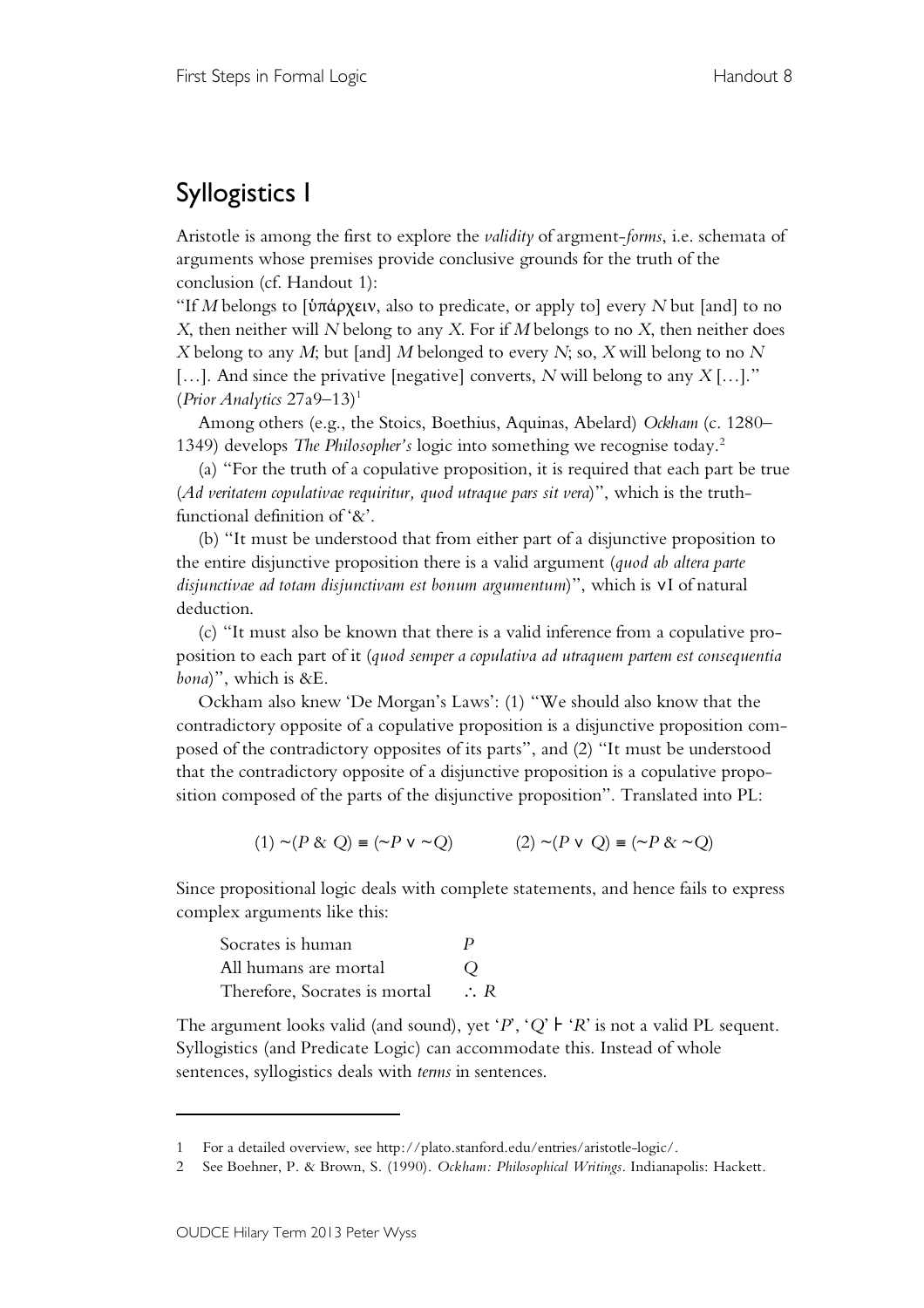# Syllogistics I

Aristotle is among the first to explore the *validity* of argment-*forms*, i.e. schemata of arguments whose premises provide conclusive grounds for the truth of the conclusion (cf. Handout 1):

"If *M* belongs to [ὑπάρχειν, also to predicate, or apply to] every *N* but [and] to no *X*, then neither will *N* belong to any *X*. For if *M* belongs to no *X*, then neither does *X* belong to any *M*; but [and] *M* belonged to every *N*; so, *X* will belong to no *N* […]. And since the privative [negative] converts, *N* will belong to any *X* […]." (*Prior Analytics* 27a9–13)[1]

Among others (e.g., the Stoics, Boethius, Aquinas, Abelard) *Ockham* (c. 1280–1349) develops *The Philosopher's* logic into something we recognise today.[2]

(a) "For the truth of a copulative proposition, it is required that each part be true (*Ad veritatem copulativae requiritur, quod utraque pars sit vera*)", which is the truth-functional definition of '&'.

(b) "It must be understood that from either part of a disjunctive proposition to the entire disjunctive proposition there is a valid argument (*quod ab altera parte disjunctivae ad totam disjunctivam est bonum argumentum*)", which is ∨I of natural deduction.

(c) "It must also be known that there is a valid inference from a copulative proposition to each part of it (*quod semper a copulativa ad utraquem partem est consequentia bona*)", which is &E.

Ockham also knew 'De Morgan's Laws': (1) "We should also know that the contradictory opposite of a copulative proposition is a disjunctive proposition composed of the contradictory opposites of its parts", and (2) "It must be understood that the contradictory opposite of a disjunctive proposition is a copulative proposition composed of the parts of the disjunctive proposition". Translated into PL:

$$(1)\ {\sim}(P\ \&\ Q) \equiv ({\sim}P \lor {\sim}Q) \qquad (2)\ {\sim}(P \lor Q) \equiv ({\sim}P\ \&\ {\sim}Q)$$

Since propositional logic deals with complete statements, and hence fails to express complex arguments like this:

| | |
|---|---|
| Socrates is human | $P$ |
| All humans are mortal | $Q$ |
| Therefore, Socrates is mortal | $\therefore R$ |

The argument looks valid (and sound), yet '$P$', '$Q$' ⊢ '$R$' is not a valid PL sequent. Syllogistics (and Predicate Logic) can accommodate this. Instead of whole sentences, syllogistics deals with *terms* in sentences.

---

[1] For a detailed overview, see http://plato.stanford.edu/entries/aristotle-logic/.

[2] See Boehner, P. & Brown, S. (1990). *Ockham: Philosophical Writings*. Indianapolis: Hackett.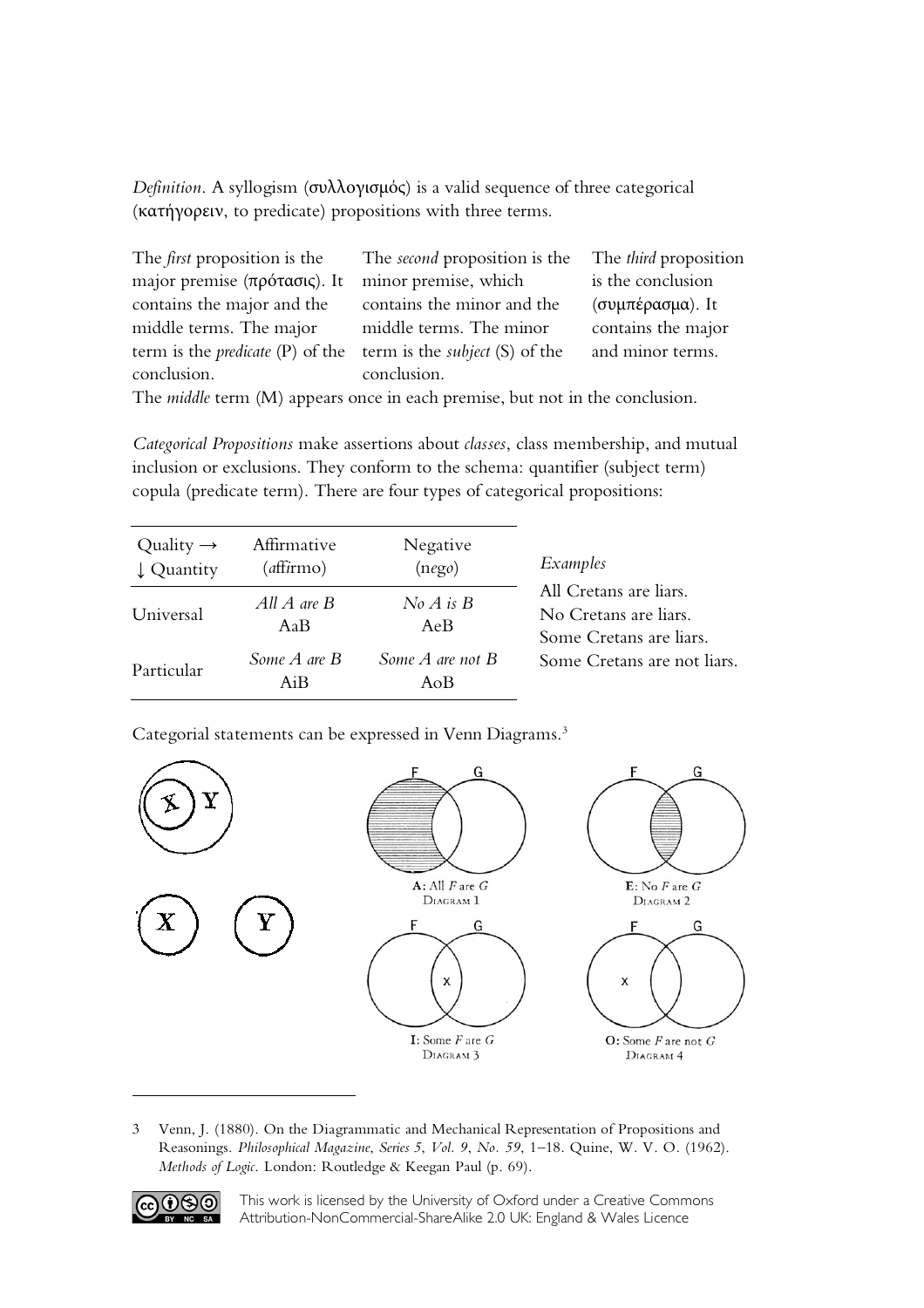*Definition*. A syllogism (συλλογισμός) is a valid sequence of three categorical (κατήγορειν, to predicate) propositions with three terms.

The *first* proposition is the major premise (πρότασις). It contains the major and the middle terms. The major term is the *predicate* (P) of the conclusion.

The *second* proposition is the minor premise, which contains the minor and the middle terms. The minor term is the *subject* (S) of the conclusion.

The *third* proposition is the conclusion (συμπέρασμα). It contains the major and minor terms.

The *middle* term (M) appears once in each premise, but not in the conclusion.

*Categorical Propositions* make assertions about *classes*, class membership, and mutual inclusion or exclusions. They conform to the schema: quantifier (subject term) copula (predicate term). There are four types of categorical propositions:

| Quality → ↓ Quantity | Affirmative (*affirmo*) | Negative (*nego*) |
|---|---|---|
| Universal | *All A are B* AaB | *No A is B* AeB |
| Particular | *Some A are B* AiB | *Some A are not B* AoB |

*Examples*

All Cretans are liars.
No Cretans are liars.
Some Cretans are liars.
Some Cretans are not liars.

Categorial statements can be expressed in Venn Diagrams.[3]

X Y

X Y

F G
**A:** All *F* are *G*
DIAGRAM 1

F G
**E:** No *F* are *G*
DIAGRAM 2

F G x
**I:** Some *F* are *G*
DIAGRAM 3

F G x
**O:** Some *F* are not *G*
DIAGRAM 4

---

3 Venn, J. (1880). On the Diagrammatic and Mechanical Representation of Propositions and Reasonings. *Philosophical Magazine, Series 5, Vol. 9, No. 59*, 1–18. Quine, W. V. O. (1962). *Methods of Logic*. London: Routledge & Keegan Paul (p. 69).

This work is licensed by the University of Oxford under a Creative Commons Attribution-NonCommercial-ShareAlike 2.0 UK: England & Wales Licence